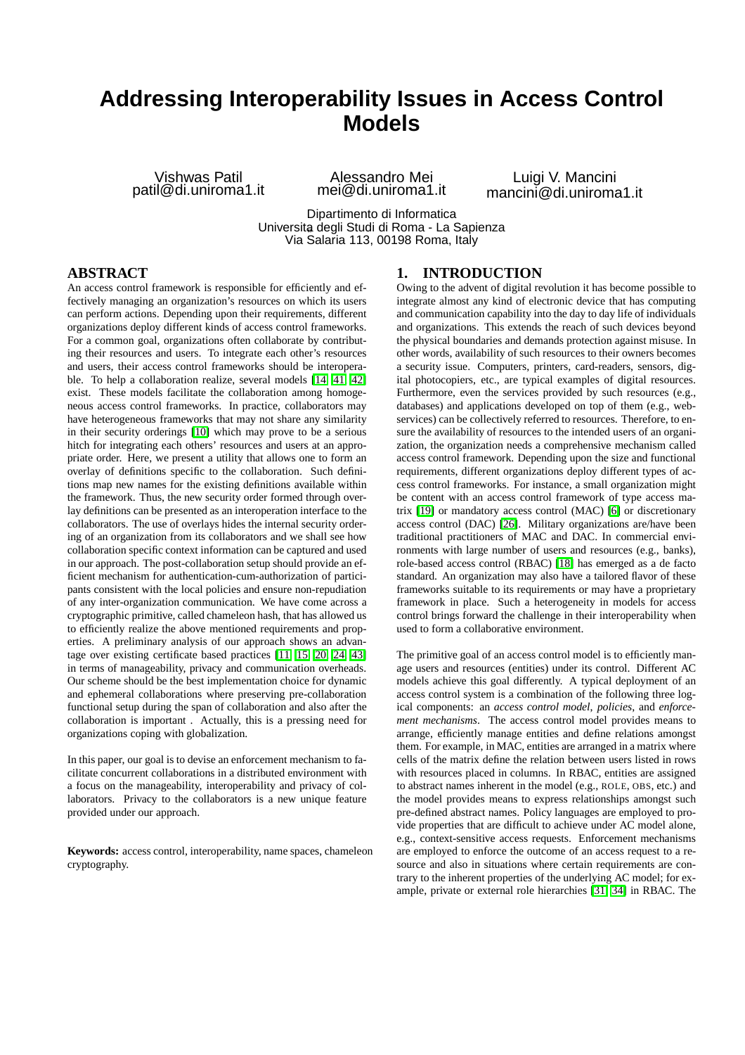# Addressing Interoperability Issues in Access Control Models

Vishwas Patil
patil@di.uniroma1.it

Alessandro Mei
mei@di.uniroma1.it

Luigi V. Mancini
mancini@di.uniroma1.it

Dipartimento di Informatica
Università degli Studi di Roma - La Sapienza
Via Salaria 113, 00198 Roma, Italy

## ABSTRACT

An access control framework is responsible for efficiently and effectively managing an organization's resources on which its users can perform actions. Depending upon their requirements, different organizations deploy different kinds of access control frameworks. For a common goal, organizations often collaborate by contributing their resources and users. To integrate each other's resources and users, their access control frameworks should be interoperable. To help a collaboration realize, several models [14, 41, 42] exist. These models facilitate the collaboration among homogeneous access control frameworks. In practice, collaborators may have heterogeneous frameworks that may not share any similarity in their security orderings [10] which may prove to be a serious hitch for integrating each others' resources and users at an appropriate order. Here, we present a utility that allows one to form an overlay of definitions specific to the collaboration. Such definitions map new names for the existing definitions available within the framework. Thus, the new security order formed through overlay definitions can be presented as an interoperation interface to the collaborators. The use of overlays hides the internal security ordering of an organization from its collaborators and we shall see how collaboration specific context information can be captured and used in our approach. The post-collaboration setup should provide an efficient mechanism for authentication-cum-authorization of participants consistent with the local policies and ensure non-repudiation of any inter-organization communication. We have come across a cryptographic primitive, called chameleon hash, that has allowed us to efficiently realize the above mentioned requirements and properties. A preliminary analysis of our approach shows an advantage over existing certificate based practices [11, 15, 20, 24, 43] in terms of manageability, privacy and communication overheads. Our scheme should be the best implementation choice for dynamic and ephemeral collaborations where preserving pre-collaboration functional setup during the span of collaboration and also after the collaboration is important . Actually, this is a pressing need for organizations coping with globalization.

In this paper, our goal is to devise an enforcement mechanism to facilitate concurrent collaborations in a distributed environment with a focus on the manageability, interoperability and privacy of collaborators. Privacy to the collaborators is a new unique feature provided under our approach.

**Keywords:** access control, interoperability, name spaces, chameleon cryptography.

## 1. INTRODUCTION

Owing to the advent of digital revolution it has become possible to integrate almost any kind of electronic device that has computing and communication capability into the day to day life of individuals and organizations. This extends the reach of such devices beyond the physical boundaries and demands protection against misuse. In other words, availability of such resources to their owners becomes a security issue. Computers, printers, card-readers, sensors, digital photocopiers, etc., are typical examples of digital resources. Furthermore, even the services provided by such resources (e.g., databases) and applications developed on top of them (e.g., web-services) can be collectively referred to resources. Therefore, to ensure the availability of resources to the intended users of an organization, the organization needs a comprehensive mechanism called access control framework. Depending upon the size and functional requirements, different organizations deploy different types of access control frameworks. For instance, a small organization might be content with an access control framework of type access matrix [19] or mandatory access control (MAC) [6] or discretionary access control (DAC) [26]. Military organizations are/have been traditional practitioners of MAC and DAC. In commercial environments with large number of users and resources (e.g., banks), role-based access control (RBAC) [18] has emerged as a de facto standard. An organization may also have a tailored flavor of these frameworks suitable to its requirements or may have a proprietary framework in place. Such a heterogeneity in models for access control brings forward the challenge in their interoperability when used to form a collaborative environment.

The primitive goal of an access control model is to efficiently manage users and resources (entities) under its control. Different AC models achieve this goal differently. A typical deployment of an access control system is a combination of the following three logical components: an *access control model*, *policies*, and *enforcement mechanisms*. The access control model provides means to arrange, efficiently manage entities and define relations amongst them. For example, in MAC, entities are arranged in a matrix where cells of the matrix define the relation between users listed in rows with resources placed in columns. In RBAC, entities are assigned to abstract names inherent in the model (e.g., ROLE, OBS, etc.) and the model provides means to express relationships amongst such pre-defined abstract names. Policy languages are employed to provide properties that are difficult to achieve under AC model alone, e.g., context-sensitive access requests. Enforcement mechanisms are employed to enforce the outcome of an access request to a resource and also in situations where certain requirements are contrary to the inherent properties of the underlying AC model; for example, private or external role hierarchies [31, 34] in RBAC. The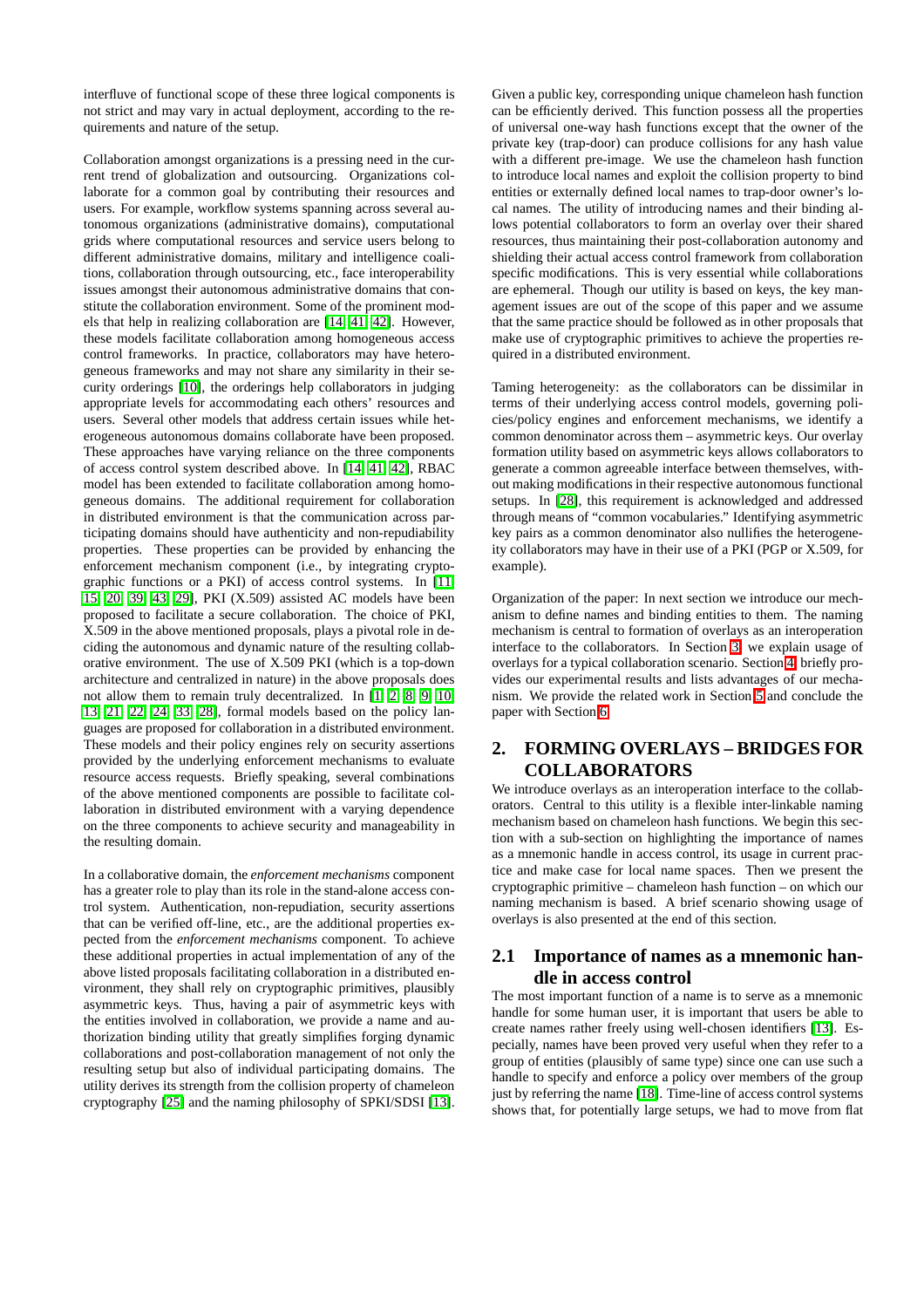interfluve of functional scope of these three logical components is not strict and may vary in actual deployment, according to the requirements and nature of the setup.

Collaboration amongst organizations is a pressing need in the current trend of globalization and outsourcing. Organizations collaborate for a common goal by contributing their resources and users. For example, workflow systems spanning across several autonomous organizations (administrative domains), computational grids where computational resources and service users belong to different administrative domains, military and intelligence coalitions, collaboration through outsourcing, etc., face interoperability issues amongst their autonomous administrative domains that constitute the collaboration environment. Some of the prominent models that help in realizing collaboration are [14, 41, 42]. However, these models facilitate collaboration among homogeneous access control frameworks. In practice, collaborators may have heterogeneous frameworks and may not share any similarity in their security orderings [10], the orderings help collaborators in judging appropriate levels for accommodating each others' resources and users. Several other models that address certain issues while heterogeneous autonomous domains collaborate have been proposed. These approaches have varying reliance on the three components of access control system described above. In [14, 41, 42], RBAC model has been extended to facilitate collaboration among homogeneous domains. The additional requirement for collaboration in distributed environment is that the communication across participating domains should have authenticity and non-repudiability properties. These properties can be provided by enhancing the enforcement mechanism component (i.e., by integrating cryptographic functions or a PKI) of access control systems. In [11, 15, 20, 39, 43, 29], PKI (X.509) assisted AC models have been proposed to facilitate a secure collaboration. The choice of PKI, X.509 in the above mentioned proposals, plays a pivotal role in deciding the autonomous and dynamic nature of the resulting collaborative environment. The use of X.509 PKI (which is a top-down architecture and centralized in nature) in the above proposals does not allow them to remain truly decentralized. In [1, 2, 8, 9, 10, 13, 21, 22, 24, 33, 28], formal models based on the policy languages are proposed for collaboration in a distributed environment. These models and their policy engines rely on security assertions provided by the underlying enforcement mechanisms to evaluate resource access requests. Briefly speaking, several combinations of the above mentioned components are possible to facilitate collaboration in distributed environment with a varying dependence on the three components to achieve security and manageability in the resulting domain.

In a collaborative domain, the *enforcement mechanisms* component has a greater role to play than its role in the stand-alone access control system. Authentication, non-repudiation, security assertions that can be verified off-line, etc., are the additional properties expected from the *enforcement mechanisms* component. To achieve these additional properties in actual implementation of any of the above listed proposals facilitating collaboration in a distributed environment, they shall rely on cryptographic primitives, plausibly asymmetric keys. Thus, having a pair of asymmetric keys with the entities involved in collaboration, we provide a name and authorization binding utility that greatly simplifies forging dynamic collaborations and post-collaboration management of not only the resulting setup but also of individual participating domains. The utility derives its strength from the collision property of chameleon cryptography [25] and the naming philosophy of SPKI/SDSI [13].

Given a public key, corresponding unique chameleon hash function can be efficiently derived. This function possess all the properties of usual one-way hash functions except that the owner of the private key (trap-door) can produce collisions for any hash value with a different pre-image. We use the chameleon hash function to introduce local names and exploit the collision property to bind entities or externally defined local names to trap-door owner's local names. The utility of introducing names and their binding allows potential collaborators to form an overlay over their shared resources, thus maintaining their post-collaboration autonomy and shielding their actual access control framework from collaboration specific modifications. This is very essential while collaborations are ephemeral. Though our utility is based on keys, the key management issues are out of the scope of this paper and we assume that the same practice should be followed as in other proposals that make use of cryptographic primitives to achieve the properties required in a distributed environment.

Taming heterogeneity: as the collaborators can be dissimilar in terms of their underlying access control models, governing policies/policy engines and enforcement mechanisms, we identify a common denominator across them – asymmetric keys. Our overlay formation utility based on asymmetric keys allows collaborators to generate a common agreeable interface between themselves, without making modifications in their respective autonomous functional setups. In [28], this requirement is acknowledged and addressed through means of "common vocabularies." Identifying asymmetric key pairs as a common denominator also nullifies the heterogeneity collaborators may have in their use of a PKI (PGP or X.509, for example).

Organization of the paper: In next section we introduce our mechanism to define names and binding entities to them. The naming mechanism is central to formation of overlays as an interoperation interface to the collaborators. In Section 3, we explain usage of overlays for a typical collaboration scenario. Section 4 briefly provides our experimental results and lists advantages of our mechanism. We provide the related work in Section 5 and conclude the paper with Section 6.

## 2. FORMING OVERLAYS – BRIDGES FOR COLLABORATORS

We introduce overlays as an interoperation interface to the collaborators. Central to this utility is a flexible inter-linkable naming mechanism based on chameleon hash functions. We begin this section with a sub-section on highlighting the importance of names as a mnemonic handle in access control, its usage in current practice and make case for local name spaces. Then we present the cryptographic primitive – chameleon hash function – on which our naming mechanism is based. A brief scenario showing usage of overlays is also presented at the end of this section.

### 2.1 Importance of names as a mnemonic handle in access control

The most important function of a name is to serve as a mnemonic handle for some human user, it is important that users be able to create names rather freely using well-chosen identifiers [13]. Especially, names have been proved very useful when they refer to a group of entities (plausibly of same type) since one can use such a handle to specify and enforce a policy over members of the group just by referring the name [18]. Time-line of access control systems shows that, for potentially large setups, we had to move from flat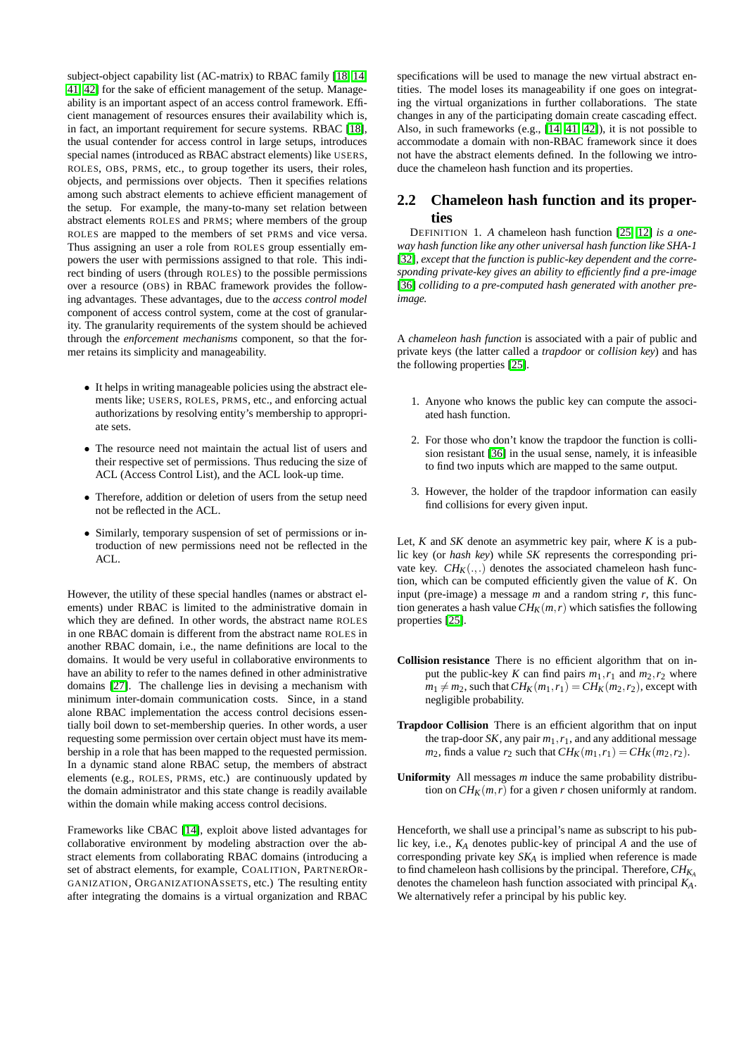subject-object capability list (AC-matrix) to RBAC family [18, 14, 41, 42] for the sake of efficient management of the setup. Manageability is an important aspect of an access control framework. Efficient management of resources ensures their availability which is, in fact, an important requirement for secure systems. RBAC [18], the usual contender for access control in large setups, introduces special names (introduced as RBAC abstract elements) like USERS, ROLES, OBS, PRMS, etc., to group together its users, their roles, objects, and permissions over objects. Then it specifies relations among such abstract elements to achieve efficient management of the setup. For example, the many-to-many set relation between abstract elements ROLES and PRMS; where members of the group ROLES are mapped to the members of set PRMS and vice versa. Thus assigning an user a role from ROLES group essentially empowers the user with permissions assigned to that role. This indirect binding of users (through ROLES) to the possible permissions over a resource (OBS) in RBAC framework provides the following advantages. These advantages, due to the *access control model* component of access control system, come at the cost of granularity. The granularity requirements of the system should be achieved through the *enforcement mechanisms* component, so that the former retains its simplicity and manageability.

- It helps in writing manageable policies using the abstract elements like; USERS, ROLES, PRMS, etc., and enforcing actual authorizations by resolving entity's membership to appropriate sets.
- The resource need not maintain the actual list of users and their respective set of permissions. Thus reducing the size of ACL (Access Control List), and the ACL look-up time.
- Therefore, addition or deletion of users from the setup need not be reflected in the ACL.
- Similarly, temporary suspension of set of permissions or introduction of new permissions need not be reflected in the ACL.

However, the utility of these special handles (names or abstract elements) under RBAC is limited to the administrative domain in which they are defined. In other words, the abstract name ROLES in one RBAC domain is different from the abstract name ROLES in another RBAC domain, i.e., the name definitions are local to the domains. It would be very useful in collaborative environments to have an ability to refer to the names defined in other administrative domains [27]. The challenge lies in devising a mechanism with minimum inter-domain communication costs. Since, in a stand alone RBAC implementation the access control decisions essentially boil down to set-membership queries. In other words, a user requesting some permission over certain object must have its membership in a role that has been mapped to the requested permission. In a dynamic stand alone RBAC setup, the members of abstract elements (e.g., ROLES, PRMS, etc.) are continuously updated by the domain administrator and this state change is readily available within the domain while making access control decisions.

Frameworks like CBAC [14], exploit above listed advantages for collaborative environment by modeling abstraction over the abstract elements from collaborating RBAC domains (introducing a set of abstract elements, for example, COALITION, PARTNERORGANIZATION, ORGANIZATIONASSETS, etc.) The resulting entity after integrating the domains is a virtual organization and RBAC specifications will be used to manage the new virtual abstract entities. The model loses its manageability if one goes on integrating the virtual organizations in further collaborations. The state changes in any of the participating domain create cascading effect. Also, in such frameworks (e.g., [14, 41, 42]), it is not possible to accommodate a domain with non-RBAC framework since it does not have the abstract elements defined. In the following we introduce the chameleon hash function and its properties.

## 2.2 Chameleon hash function and its properties

DEFINITION 1. *A* chameleon hash function [25, 12] *is a one-way hash function like any other universal hash function like SHA-1 [32], except that the function is public-key dependent and the corresponding private-key gives an ability to efficiently find a pre-image [36] colliding to a pre-computed hash generated with another pre-image.*

A *chameleon hash function* is associated with a pair of public and private keys (the latter called a *trapdoor* or *collision key*) and has the following properties [25].

1. Anyone who knows the public key can compute the associated hash function.
2. For those who don't know the trapdoor the function is collision resistant [36] in the usual sense, namely, it is infeasible to find two inputs which are mapped to the same output.
3. However, the holder of the trapdoor information can easily find collisions for every given input.

Let, $K$ and $SK$ denote an asymmetric key pair, where $K$ is a public key (or *hash key*) while $SK$ represents the corresponding private key. $CH_K(.,.)$ denotes the associated chameleon hash function, which can be computed efficiently given the value of $K$. On input (pre-image) a message $m$ and a random string $r$, this function generates a hash value $CH_K(m,r)$ which satisfies the following properties [25].

**Collision resistance** There is no efficient algorithm that on input the public-key $K$ can find pairs $m_1, r_1$ and $m_2, r_2$ where $m_1 \neq m_2$, such that $CH_K(m_1,r_1) = CH_K(m_2,r_2)$, except with negligible probability.

**Trapdoor Collision** There is an efficient algorithm that on input the trap-door $SK$, any pair $m_1, r_1$, and any additional message $m_2$, finds a value $r_2$ such that $CH_K(m_1,r_1) = CH_K(m_2,r_2)$.

**Uniformity** All messages $m$ induce the same probability distribution on $CH_K(m,r)$ for a given $r$ chosen uniformly at random.

Henceforth, we shall use a principal's name as subscript to his public key, i.e., $K_A$ denotes public-key of principal $A$ and the use of corresponding private key $SK_A$ is implied when reference is made to find chameleon hash collisions by the principal. Therefore, $CH_{K_A}$ denotes the chameleon hash function associated with principal $K_A$. We alternatively refer a principal by his public key.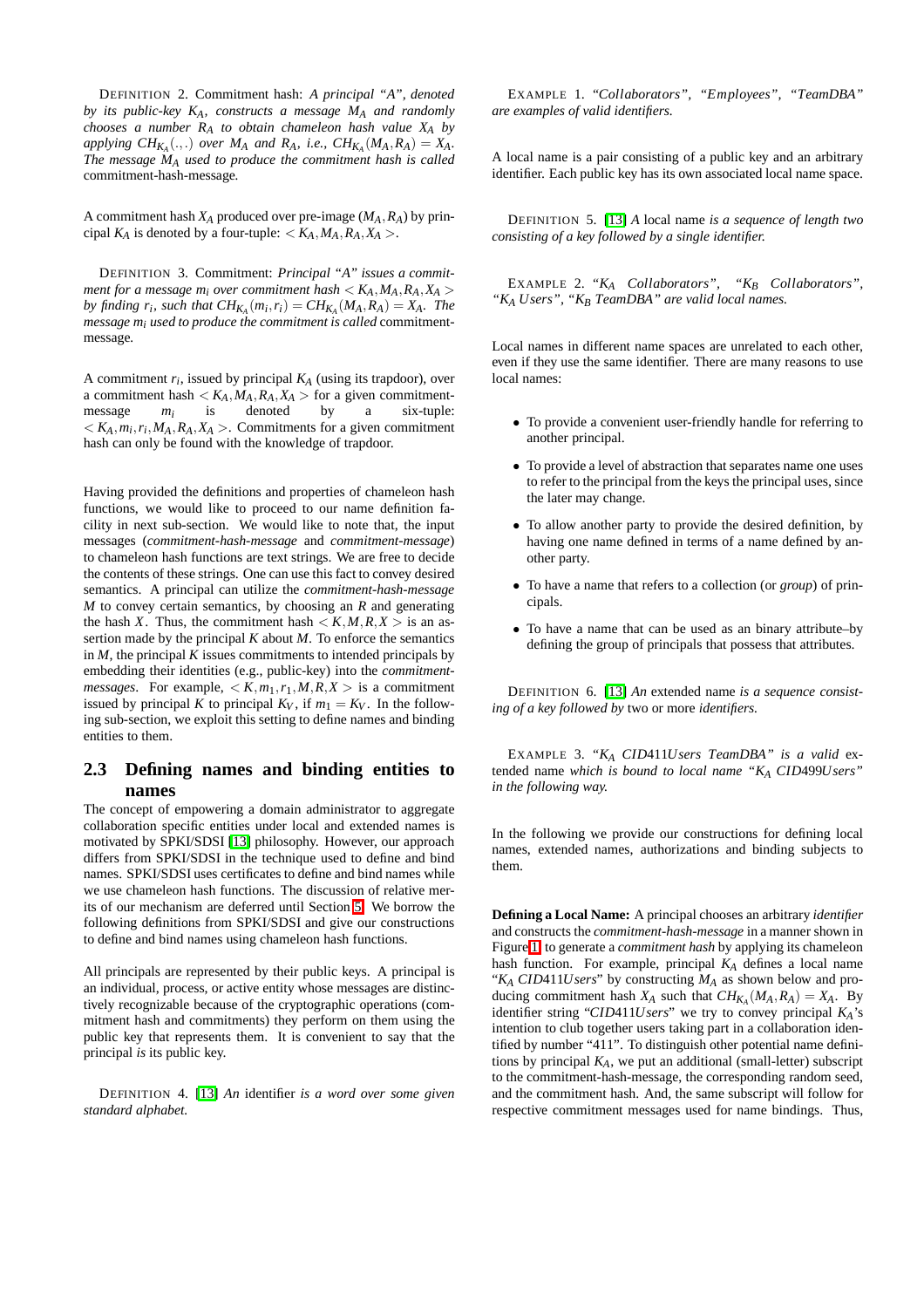DEFINITION 2. Commitment hash: *A principal "A", denoted by its public-key $K_A$, constructs a message $M_A$ and randomly chooses a number $R_A$ to obtain chameleon hash value $X_A$ by applying $CH_{K_A}(..)$ over $M_A$ and $R_A$, i.e., $CH_{K_A}(M_A,R_A) = X_A$. The message $M_A$ used to produce the commitment hash is called* commitment-hash-message*.*

A commitment hash $X_A$ produced over pre-image $(M_A,R_A)$ by principal $K_A$ is denoted by a four-tuple: $< K_A,M_A,R_A,X_A >$.

DEFINITION 3. Commitment: *Principal "A" issues a commitment for a message $m_i$ over commitment hash $< K_A,M_A,R_A,X_A >$ by finding $r_i$, such that $CH_{K_A}(m_i,r_i) = CH_{K_A}(M_A,R_A) = X_A$. The message $m_i$ used to produce the commitment is called* commitment-message*.*

A commitment $r_i$, issued by principal $K_A$ (using its trapdoor), over a commitment hash $< K_A,M_A,R_A,X_A >$ for a given commitment-message $m_i$ is denoted by a six-tuple: $< K_A,m_i,r_i,M_A,R_A,X_A >$. Commitments for a given commitment hash can only be found with the knowledge of trapdoor.

Having provided the definitions and properties of chameleon hash functions, we would like to proceed to our name definition facility in next sub-section. We would like to note that, the input messages (*commitment-hash-message* and *commitment-message*) to chameleon hash functions are text strings. We are free to decide the contents of these strings. One can use this fact to convey desired semantics. A principal can utilize the *commitment-hash-message* $M$ to convey certain semantics, by choosing an $R$ and generating the hash $X$. Thus, the commitment hash $< K,M,R,X >$ is an assertion made by the principal $K$ about $M$. To enforce the semantics in $M$, the principal $K$ issues commitments to intended principals by embedding their identities (e.g., public-key) into the *commitment-messages*. For example, $< K,m_1,r_1,M,R,X >$ is a commitment issued by principal $K$ to principal $K_V$, if $m_1 = K_V$. In the following sub-section, we exploit this setting to define names and binding entities to them.

## 2.3 Defining names and binding entities to names

The concept of empowering a domain administrator to aggregate collaboration specific entities under local and extended names is motivated by SPKI/SDSI [13] philosophy. However, our approach differs from SPKI/SDSI in the technique used to define and bind names. SPKI/SDSI uses certificates to define and bind names while we use chameleon hash functions. The discussion of relative merits of our mechanism are deferred until Section 5. We borrow the following definitions from SPKI/SDSI and give our constructions to define and bind names using chameleon hash functions.

All principals are represented by their public keys. A principal is an individual, process, or active entity whose messages are distinctively recognizable because of the cryptographic operations (commitment hash and commitments) they perform on them using the public key that represents them. It is convenient to say that the principal *is* its public key.

DEFINITION 4. [13] *An* identifier *is a word over some given standard alphabet.*

EXAMPLE 1. *"Collaborators", "Employees", "TeamDBA" are examples of valid identifiers.*

A local name is a pair consisting of a public key and an arbitrary identifier. Each public key has its own associated local name space.

DEFINITION 5. [13] *A* local name *is a sequence of length two consisting of a key followed by a single identifier.*

EXAMPLE 2. *"$K_A$ Collaborators", "$K_B$ Collaborators", "$K_A$ Users", "$K_B$ TeamDBA" are valid local names.*

Local names in different name spaces are unrelated to each other, even if they use the same identifier. There are many reasons to use local names:

- To provide a convenient user-friendly handle for referring to another principal.
- To provide a level of abstraction that separates name one uses to refer to the principal from the keys the principal uses, since the later may change.
- To allow another party to provide the desired definition, by having one name defined in terms of a name defined by another party.
- To have a name that refers to a collection (or *group*) of principals.
- To have a name that can be used as an binary attribute–by defining the group of principals that possess that attributes.

DEFINITION 6. [13] *An* extended name *is a sequence consisting of a key followed by* two or more *identifiers.*

EXAMPLE 3. *"$K_A$ CID411Users TeamDBA" is a valid* extended name *which is bound to local name "$K_A$ CID499Users" in the following way.*

In the following we provide our constructions for defining local names, extended names, authorizations and binding subjects to them.

**Defining a Local Name:** A principal chooses an arbitrary *identifier* and constructs the *commitment-hash-message* in a manner shown in Figure 1 to generate a *commitment hash* by applying its chameleon hash function. For example, principal $K_A$ defines a local name "$K_A$ CID411Users" by constructing $M_A$ as shown below and producing commitment hash $X_A$ such that $CH_{K_A}(M_A,R_A) = X_A$. By identifier string "CID411Users" we try to convey principal $K_A$'s intention to club together users taking part in a collaboration identified by number "411". To distinguish other potential name definitions by principal $K_A$, we put an additional (small-letter) subscript to the commitment-hash-message, the corresponding random seed, and the commitment hash. And, the same subscript will follow for respective commitment messages used for name bindings. Thus,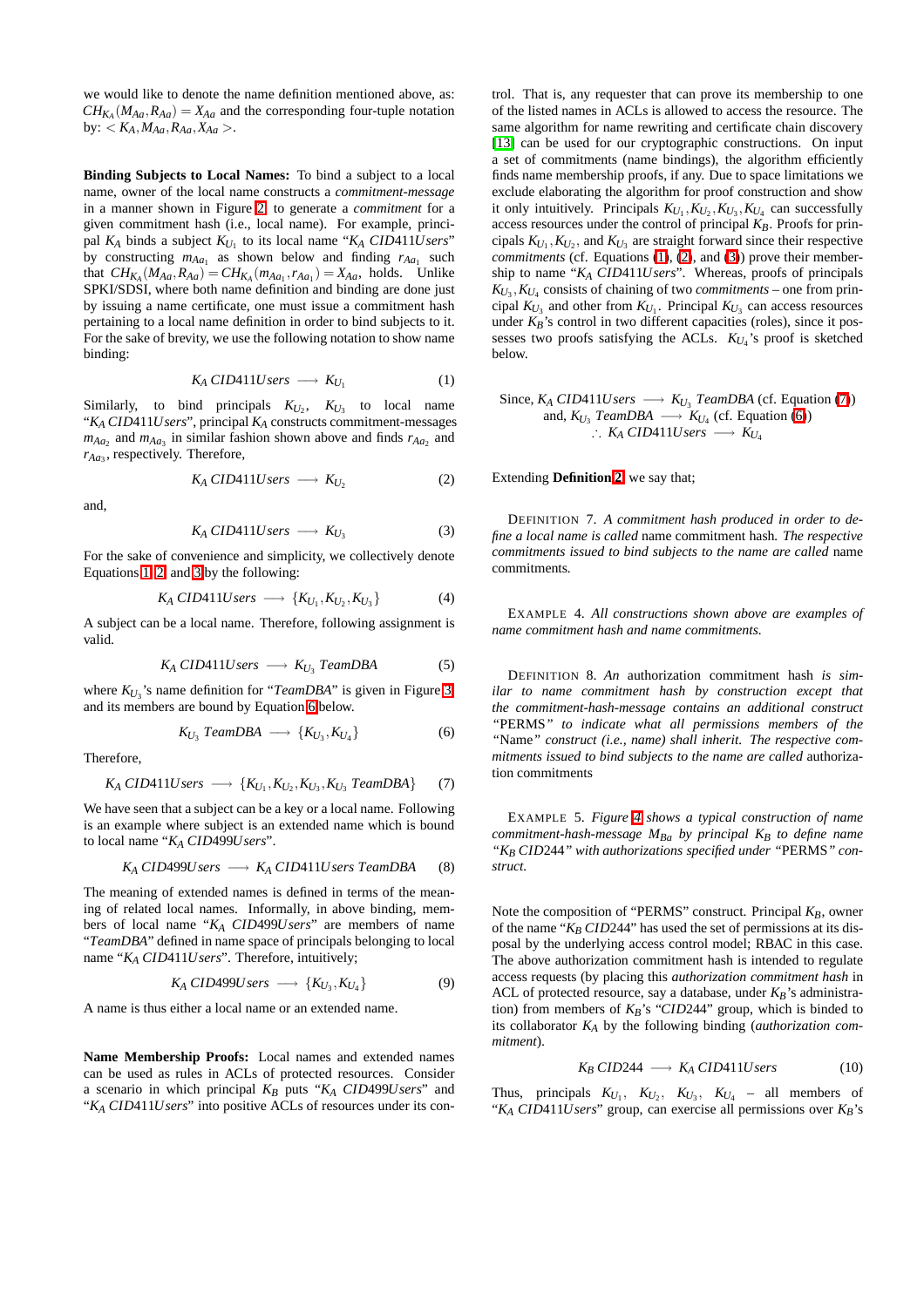we would like to denote the name definition mentioned above, as: $CH_{K_A}(M_{Aa}, R_{Aa}) = X_{Aa}$ and the corresponding four-tuple notation by: $< K_A, M_{Aa}, R_{Aa}, X_{Aa} >$.

**Binding Subjects to Local Names:** To bind a subject to a local name, owner of the local name constructs a *commitment-message* in a manner shown in Figure 2 to generate a *commitment* for a given commitment hash (i.e., local name). For example, principal $K_A$ binds a subject $K_{U_1}$ to its local name "$K_A$ *CID411Users*" by constructing $m_{Aa_1}$ as shown below and finding $r_{Aa_1}$ such that $CH_{K_A}(M_{Aa}, R_{Aa}) = CH_{K_A}(m_{Aa_1}, r_{Aa_1}) = X_{Aa}$, holds. Unlike SPKI/SDSI, where both name definition and binding are done just by issuing a name certificate, one must issue a commitment hash pertaining to a local name definition in order to bind subjects to it. For the sake of brevity, we use the following notation to show name binding:

$$K_A\ CID411Users \longrightarrow K_{U_1} \tag{1}$$

Similarly, to bind principals $K_{U_2}$, $K_{U_3}$ to local name "$K_A$ *CID411Users*", principal $K_A$ constructs commitment-messages $m_{Aa_2}$ and $m_{Aa_3}$ in similar fashion shown above and finds $r_{Aa_2}$ and $r_{Aa_3}$, respectively. Therefore,

$$K_A\ CID411Users \longrightarrow K_{U_2} \tag{2}$$

and,

$$K_A\ CID411Users \longrightarrow K_{U_3} \tag{3}$$

For the sake of convenience and simplicity, we collectively denote Equations 1, 2, and 3 by the following:

$$K_A\ CID411Users \longrightarrow \{K_{U_1}, K_{U_2}, K_{U_3}\} \tag{4}$$

A subject can be a local name. Therefore, following assignment is valid.

$$K_A\ CID411Users \longrightarrow K_{U_3}\ TeamDBA \tag{5}$$

where $K_{U_3}$'s name definition for "*TeamDBA*" is given in Figure 3 and its members are bound by Equation 6 below.

$$K_{U_3}\ TeamDBA \longrightarrow \{K_{U_3}, K_{U_4}\} \tag{6}$$

Therefore,

$$K_A\ CID411Users \longrightarrow \{K_{U_1}, K_{U_2}, K_{U_3}, K_{U_3}\ TeamDBA\} \tag{7}$$

We have seen that a subject can be a key or a local name. Following is an example where subject is an extended name which is bound to local name "$K_A$ *CID499Users*".

$$K_A\ CID499Users \longrightarrow K_A\ CID411Users\ TeamDBA \tag{8}$$

The meaning of extended names is defined in terms of the meaning of related local names. Informally, in above binding, members of local name "$K_A$ *CID499Users*" are members of name "*TeamDBA*" defined in name space of principals belonging to local name "$K_A$ *CID411Users*". Therefore, intuitively;

$$K_A\ CID499Users \longrightarrow \{K_{U_3}, K_{U_4}\} \tag{9}$$

A name is thus either a local name or an extended name.

**Name Membership Proofs:** Local names and extended names can be used as rules in ACLs of protected resources. Consider a scenario in which principal $K_B$ puts "$K_A$ *CID499Users*" and "$K_A$ *CID411Users*" into positive ACLs of resources under its control. That is, any requester that can prove its membership to one of the listed names in ACLs is allowed to access the resource. The same algorithm for name rewriting and certificate chain discovery [13] can be used for our cryptographic constructions. On input a set of commitments (name bindings), the algorithm efficiently finds name membership proofs, if any. Due to space limitations we exclude elaborating the algorithm for proof construction and show it only intuitively. Principals $K_{U_1}, K_{U_2}, K_{U_3}, K_{U_4}$ can successfully access resources under the control of principal $K_B$. Proofs for principals $K_{U_1}, K_{U_2}$, and $K_{U_3}$ are straight forward since their respective *commitments* (cf. Equations (1), (2), and (3)) prove their membership to name "$K_A$ *CID411Users*". Whereas, proofs of principals $K_{U_3}, K_{U_4}$ consists of chaining of two *commitments* – one from principal $K_{U_3}$ and other from $K_{U_1}$. Principal $K_{U_3}$ can access resources under $K_B$'s control in two different capacities (roles), since it possesses two proofs satisfying the ACLs. $K_{U_4}$'s proof is sketched below.

Since, $K_A$ *CID411Users* $\longrightarrow K_{U_3}$ *TeamDBA* (cf. Equation (7))
and, $K_{U_3}$ *TeamDBA* $\longrightarrow K_{U_4}$ (cf. Equation (6))
$\therefore$ $K_A$ *CID411Users* $\longrightarrow K_{U_4}$

Extending **Definition 2**, we say that;

DEFINITION 7. *A commitment hash produced in order to define a local name is called* name commitment hash. *The respective commitments issued to bind subjects to the name are called* name commitments.

EXAMPLE 4. *All constructions shown above are examples of name commitment hash and name commitments.*

DEFINITION 8. *An* authorization commitment hash *is similar to name commitment hash by construction except that the commitment-hash-message contains an additional construct "*PERMS*" to indicate what all permissions members of the "*Name*" construct (i.e., name) shall inherit. The respective commitments issued to bind subjects to the name are called* authorization commitments

EXAMPLE 5. *Figure 4 shows a typical construction of name commitment-hash-message $M_{Ba}$ by principal $K_B$ to define name "$K_B$ CID244" with authorizations specified under "*PERMS*" construct.*

Note the composition of "PERMS" construct. Principal $K_B$, owner of the name "$K_B$ *CID244*" has used the set of permissions at its disposal by the underlying access control model; RBAC in this case. The above authorization commitment hash is intended to regulate access requests (by placing this *authorization commitment hash* in ACL of protected resource, say a database, under $K_B$'s administration) from members of $K_B$'s "*CID244*" group, which is binded to its collaborator $K_A$ by the following binding (*authorization commitment*).

$$K_B\ CID244 \longrightarrow K_A\ CID411Users \tag{10}$$

Thus, principals $K_{U_1}$, $K_{U_2}$, $K_{U_3}$, $K_{U_4}$ – all members of "$K_A$ *CID411Users*" group, can exercise all permissions over $K_B$'s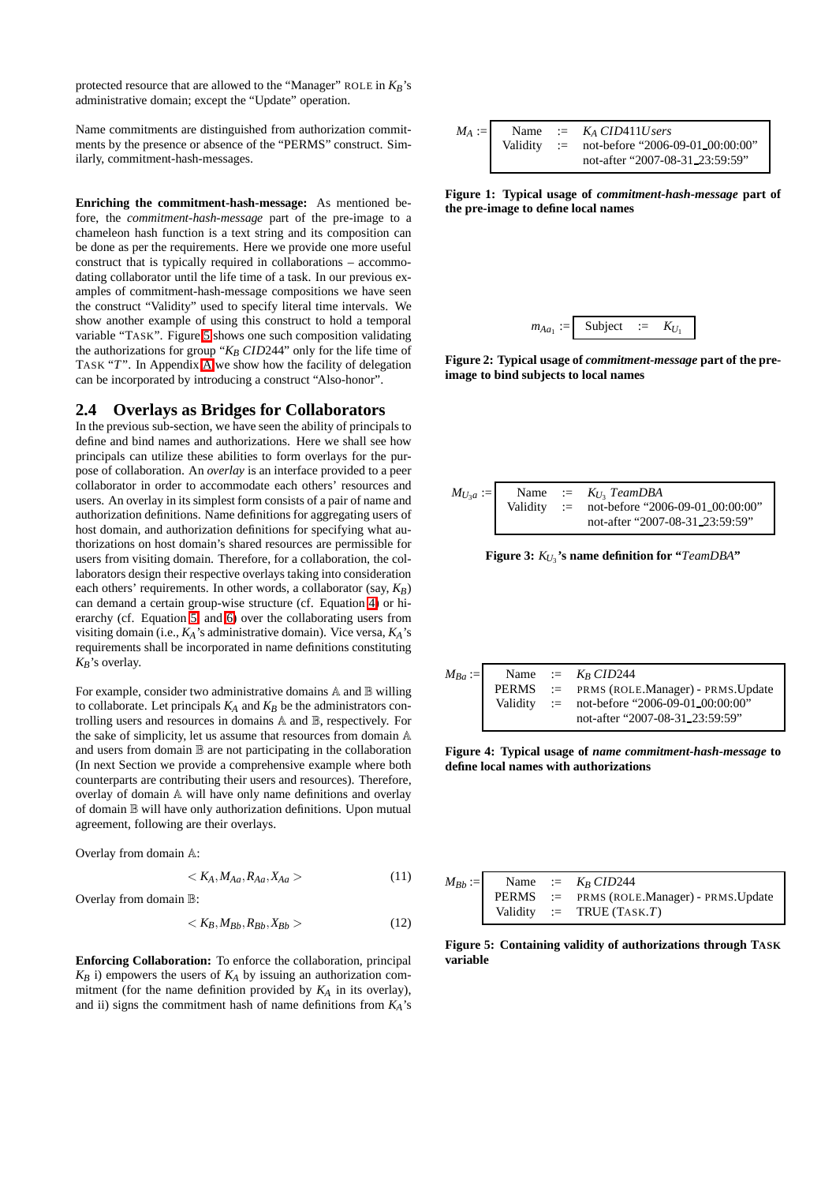protected resource that are allowed to the "Manager" ROLE in $K_B$'s administrative domain; except the "Update" operation.

Name commitments are distinguished from authorization commitments by the presence or absence of the "PERMS" construct. Similarly, commitment-hash-messages.

**Enriching the commitment-hash-message:** As mentioned before, the *commitment-hash-message* part of the pre-image to a chameleon hash function is a text string and its composition can be done as per the requirements. Here we provide one more useful construct that is typically required in collaborations – accommodating collaborator until the life time of a task. In our previous examples of commitment-hash-message compositions we have seen the construct "Validity" used to specify literal time intervals. We show another example of using this construct to hold a temporal variable "TASK". Figure 5 shows one such composition validating the authorizations for group "$K_B$ *CID*244" only for the life time of TASK "$T$". In Appendix A we show how the facility of delegation can be incorporated by introducing a construct "Also-honor".

## 2.4 Overlays as Bridges for Collaborators

In the previous sub-section, we have seen the ability of principals to define and bind names and authorizations. Here we shall see how principals can utilize these abilities to form overlays for the purpose of collaboration. An *overlay* is an interface provided to a peer collaborator in order to accommodate each others' resources and users. An overlay in its simplest form consists of a pair of name and authorization definitions. Name definitions for aggregating users of host domain, and authorization definitions for specifying what authorizations on host domain's shared resources are permissible for users from visiting domain. Therefore, for a collaboration, the collaborators design their respective overlays taking into consideration each others' requirements. In other words, a collaborator (say, $K_B$) can demand a certain group-wise structure (cf. Equation 4) or hierarchy (cf. Equation 5 and 6) over the collaborating users from visiting domain (i.e., $K_A$'s administrative domain). Vice versa, $K_A$'s requirements shall be incorporated in name definitions constituting $K_B$'s overlay.

For example, consider two administrative domains $\mathbb{A}$ and $\mathbb{B}$ willing to collaborate. Let principals $K_A$ and $K_B$ be the administrators controlling users and resources in domains $\mathbb{A}$ and $\mathbb{B}$, respectively. For the sake of simplicity, let us assume that resources from domain $\mathbb{A}$ and users from domain $\mathbb{B}$ are not participating in the collaboration (In next Section we provide a comprehensive example where both counterparts are contributing their users and resources). Therefore, overlay of domain $\mathbb{A}$ will have only name definitions and overlay of domain $\mathbb{B}$ will have only authorization definitions. Upon mutual agreement, following are their overlays.

Overlay from domain $\mathbb{A}$:

$$< K_A, M_{Aa}, R_{Aa}, X_{Aa} > \tag{11}$$

Overlay from domain $\mathbb{B}$:

$$< K_B, M_{Bb}, R_{Bb}, X_{Bb} > \tag{12}$$

**Enforcing Collaboration:** To enforce the collaboration, principal $K_B$ i) empowers the users of $K_A$ by issuing an authorization commitment (for the name definition provided by $K_A$ in its overlay), and ii) signs the commitment hash of name definitions from $K_A$'s

$M_A :=$

| | | |
|---|---|---|
| Name | := | $K_A$ *CID*411*Users* |
| Validity | := | not-before "2006-09-01_00:00:00" |
| | | not-after "2007-08-31_23:59:59" |

**Figure 1: Typical usage of *commitment-hash-message* part of the pre-image to define local names**

$m_{Aa_1} :=$

| | | |
|---|---|---|
| Subject | := | $K_{U_1}$ |

**Figure 2: Typical usage of *commitment-message* part of the pre-image to bind subjects to local names**

$M_{U_3a} :=$

| | | |
|---|---|---|
| Name | := | $K_{U_3}$ *TeamDBA* |
| Validity | := | not-before "2006-09-01_00:00:00" |
| | | not-after "2007-08-31_23:59:59" |

**Figure 3: $K_{U_3}$'s name definition for "*TeamDBA*"**

$M_{Ba} :=$

| | | |
|---|---|---|
| Name | := | $K_B$ *CID*244 |
| PERMS | := | PRMS (ROLE.Manager) - PRMS.Update |
| Validity | := | not-before "2006-09-01_00:00:00" |
| | | not-after "2007-08-31_23:59:59" |

**Figure 4: Typical usage of *name commitment-hash-message* to define local names with authorizations**

$M_{Bb} :=$

| | | |
|---|---|---|
| Name | := | $K_B$ *CID*244 |
| PERMS | := | PRMS (ROLE.Manager) - PRMS.Update |
| Validity | := | TRUE (TASK.$T$) |

**Figure 5: Containing validity of authorizations through TASK variable**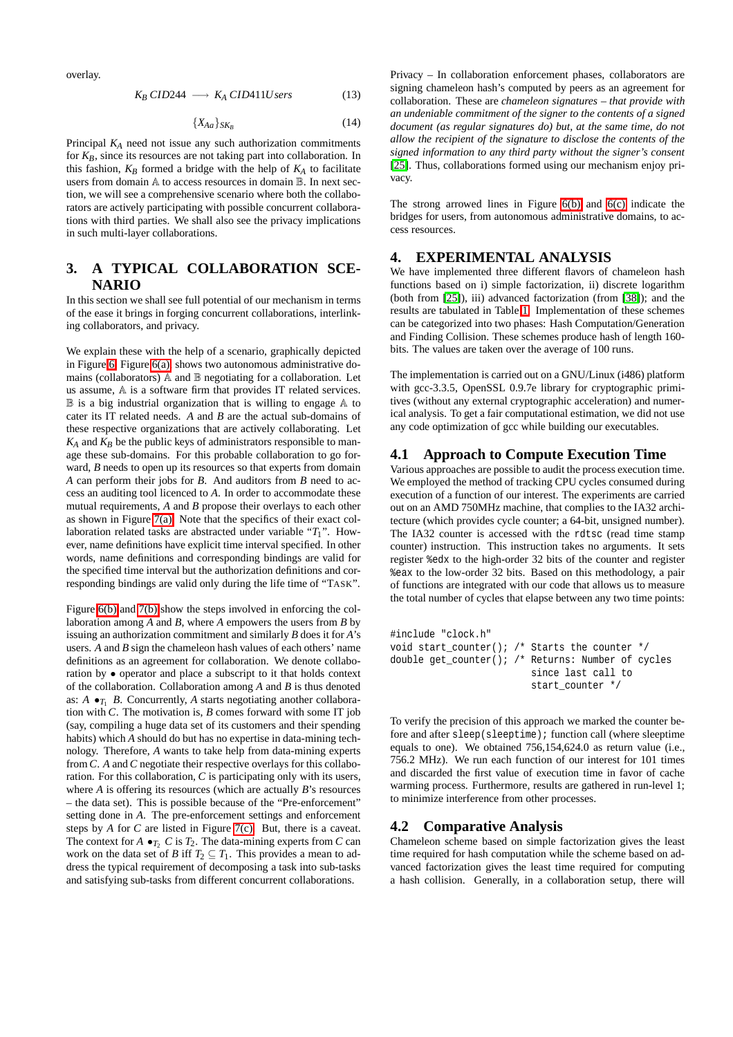overlay.

$$K_B\ CID244 \longrightarrow K_A\ CID411Users \tag{13}$$

$$\{X_{Aa}\}_{SK_B} \tag{14}$$

Principal $K_A$ need not issue any such authorization commitments for $K_B$, since its resources are not taking part into collaboration. In this fashion, $K_B$ formed a bridge with the help of $K_A$ to facilitate users from domain $\mathbb{A}$ to access resources in domain $\mathbb{B}$. In next section, we will see a comprehensive scenario where both the collaborators are actively participating with possible concurrent collaborations with third parties. We shall also see the privacy implications in such multi-layer collaborations.

# 3. A TYPICAL COLLABORATION SCENARIO

In this section we shall see full potential of our mechanism in terms of the ease it brings in forging concurrent collaborations, interlinking collaborators, and privacy.

We explain these with the help of a scenario, graphically depicted in Figure 6. Figure 6(a) shows two autonomous administrative domains (collaborators) $\mathbb{A}$ and $\mathbb{B}$ negotiating for a collaboration. Let us assume, $\mathbb{A}$ is a software firm that provides IT related services. $\mathbb{B}$ is a big industrial organization that is willing to engage $\mathbb{A}$ to cater its IT related needs. $A$ and $B$ are the actual sub-domains of these respective organizations that are actively collaborating. Let $K_A$ and $K_B$ be the public keys of administrators responsible to manage these sub-domains. For this probable collaboration to go forward, $B$ needs to open up its resources so that experts from domain $A$ can perform their jobs for $B$. And auditors from $B$ need to access an auditing tool licenced to $A$. In order to accommodate these mutual requirements, $A$ and $B$ propose their overlays to each other as shown in Figure 7(a). Note that the specifics of their exact collaboration related tasks are abstracted under variable "$T_1$". However, name definitions have explicit time interval specified. In other words, name definitions and corresponding bindings are valid for the specified time interval but the authorization definitions and corresponding bindings are valid only during the life time of "TASK".

Figure 6(b) and 7(b) show the steps involved in enforcing the collaboration among $A$ and $B$, where $A$ empowers the users from $B$ by issuing an authorization commitment and similarly $B$ does it for $A$'s users. $A$ and $B$ sign the chameleon hash values of each others' name definitions as an agreement for collaboration. We denote collaboration by $\bullet$ operator and place a subscript to it that holds context of the collaboration. Collaboration among $A$ and $B$ is thus denoted as: $A \bullet_{T_1} B$. Concurrently, $A$ starts negotiating another collaboration with $C$. The motivation is, $B$ comes forward with some IT job (say, compiling a huge data set of its customers and their spending habits) which $A$ should do but has no expertise in data-mining technology. Therefore, $A$ wants to take help from data-mining experts from $C$. $A$ and $C$ negotiate their respective overlays for this collaboration. For this collaboration, $C$ is participating only with its users, where $A$ is offering its resources (which are actually $B$'s resources – the data set). This is possible because of the "Pre-enforcement" setting done in $A$. The pre-enforcement settings and enforcement steps by $A$ for $C$ are listed in Figure 7(c). But, there is a caveat. The context for $A \bullet_{T_2} C$ is $T_2$. The data-mining experts from $C$ can work on the data set of $B$ iff $T_2 \subseteq T_1$. This provides a mean to address the typical requirement of decomposing a task into sub-tasks and satisfying sub-tasks from different concurrent collaborations.

Privacy – In collaboration enforcement phases, collaborators are signing chameleon hash's computed by peers as an agreement for collaboration. These are *chameleon signatures – that provide with an undeniable commitment of the signer to the contents of a signed document (as regular signatures do) but, at the same time, do not allow the recipient of the signature to disclose the contents of the signed information to any third party without the signer's consent* [25]. Thus, collaborations formed using our mechanism enjoy privacy.

The strong arrowed lines in Figure 6(b) and 6(c) indicate the bridges for users, from autonomous administrative domains, to access resources.

# 4. EXPERIMENTAL ANALYSIS

We have implemented three different flavors of chameleon hash functions based on i) simple factorization, ii) discrete logarithm (both from [25]), iii) advanced factorization (from [38]); and the results are tabulated in Table 1. Implementation of these schemes can be categorized into two phases: Hash Computation/Generation and Finding Collision. These schemes produce hash of length 160-bits. The values are taken over the average of 100 runs.

The implementation is carried out on a GNU/Linux (i486) platform with gcc-3.3.5, OpenSSL 0.9.7e library for cryptographic primitives (without any external cryptographic acceleration) and numerical analysis. To get a fair computational estimation, we did not use any code optimization of gcc while building our executables.

## 4.1 Approach to Compute Execution Time

Various approaches are possible to audit the process execution time. We employed the method of tracking CPU cycles consumed during execution of a function of our interest. The experiments are carried out on an AMD 750MHz machine, that complies to the IA32 architecture (which provides cycle counter; a 64-bit, unsigned number). The IA32 counter is accessed with the `rdtsc` (read time stamp counter) instruction. This instruction takes no arguments. It sets register `%edx` to the high-order 32 bits of the counter and register `%eax` to the low-order 32 bits. Based on this methodology, a pair of functions are integrated with our code that allows us to measure the total number of cycles that elapse between any two time points:

```
#include "clock.h"
void start_counter(); /* Starts the counter */
double get_counter(); /* Returns: Number of cycles
                         since last call to
                         start_counter */
```

To verify the precision of this approach we marked the counter before and after `sleep(sleeptime);` function call (where sleeptime equals to one). We obtained 756,154,624.0 as return value (i.e., 756.2 MHz). We run each function of our interest for 101 times and discarded the first value of execution time in favor of cache warming process. Furthermore, results are gathered in run-level 1; to minimize interference from other processes.

## 4.2 Comparative Analysis

Chameleon scheme based on simple factorization gives the least time required for hash computation while the scheme based on advanced factorization gives the least time required for computing a hash collision. Generally, in a collaboration setup, there will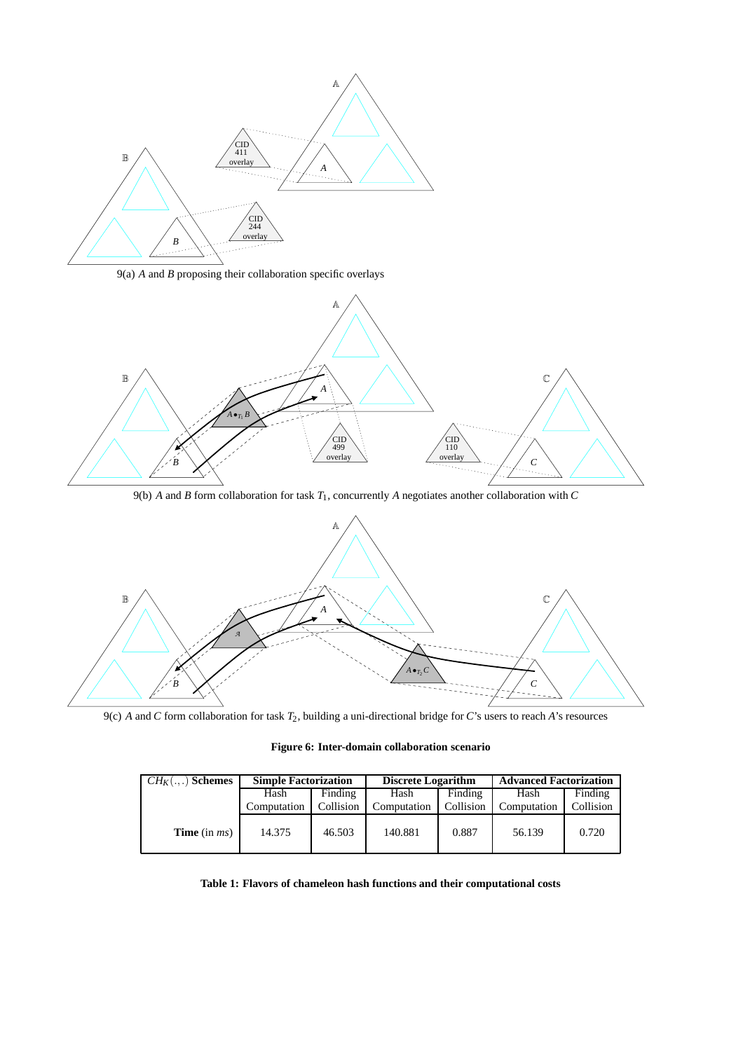9(a) $A$ and $B$ proposing their collaboration specific overlays

9(b) $A$ and $B$ form collaboration for task $T_1$, concurrently $A$ negotiates another collaboration with $C$

9(c) $A$ and $C$ form collaboration for task $T_2$, building a uni-directional bridge for $C$'s users to reach $A$'s resources

**Figure 6: Inter-domain collaboration scenario**

| $CH_K(.,.)$ **Schemes** | **Simple Factorization** | | **Discrete Logarithm** | | **Advanced Factorization** | |
|---|---|---|---|---|---|---|
| | Hash Computation | Finding Collision | Hash Computation | Finding Collision | Hash Computation | Finding Collision |
| **Time** (in *ms*) | 14.375 | 46.503 | 140.881 | 0.887 | 56.139 | 0.720 |

**Table 1: Flavors of chameleon hash functions and their computational costs**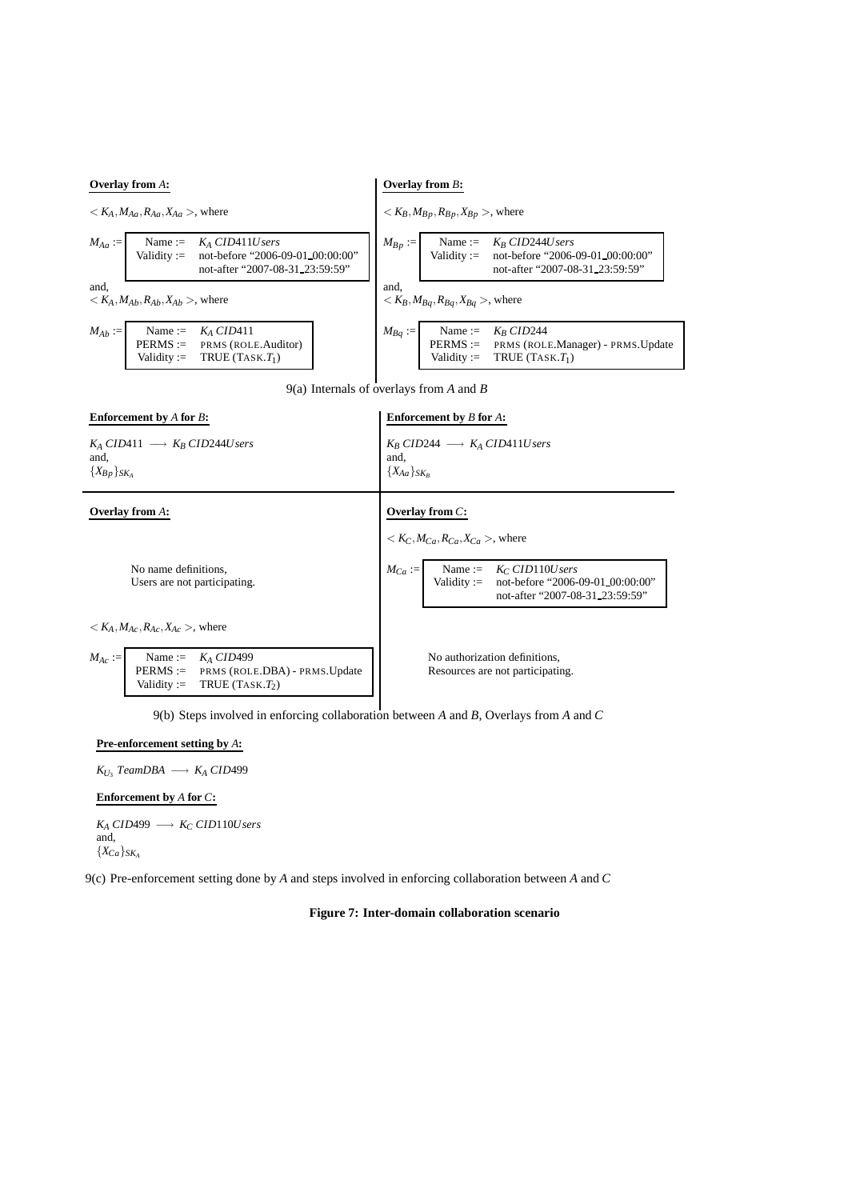**Overlay from $A$:**

$< K_A, M_{Aa}, R_{Aa}, X_{Aa} >$, where

$M_{Aa} :=$

| | |
|---|---|
| Name := | $K_A$ *CID*411*Users* |
| Validity := | not-before "2006-09-01_00:00:00" not-after "2007-08-31_23:59:59" |

and,
$< K_A, M_{Ab}, R_{Ab}, X_{Ab} >$, where

$M_{Ab} :=$

| | |
|---|---|
| Name := | $K_A$ *CID*411 |
| PERMS := | PRMS (ROLE.Auditor) |
| Validity := | TRUE (TASK.$T_1$) |

**Overlay from $B$:**

$< K_B, M_{Bp}, R_{Bp}, X_{Bp} >$, where

$M_{Bp} :=$

| | |
|---|---|
| Name := | $K_B$ *CID*244*Users* |
| Validity := | not-before "2006-09-01_00:00:00" not-after "2007-08-31_23:59:59" |

and,
$< K_B, M_{Bq}, R_{Bq}, X_{Bq} >$, where

$M_{Bq} :=$

| | |
|---|---|
| Name := | $K_B$ *CID*244 |
| PERMS := | PRMS (ROLE.Manager) - PRMS.Update |
| Validity := | TRUE (TASK.$T_1$) |

9(a) Internals of overlays from $A$ and $B$

**Enforcement by $A$ for $B$:**

$K_A$ *CID*411 $\longrightarrow$ $K_B$ *CID*244*Users*
and,
$\{X_{Bp}\}_{SK_A}$

**Enforcement by $B$ for $A$:**

$K_B$ *CID*244 $\longrightarrow$ $K_A$ *CID*411*Users*
and,
$\{X_{Aa}\}_{SK_B}$

**Overlay from $A$:**

No name definitions,
Users are not participating.

$< K_A, M_{Ac}, R_{Ac}, X_{Ac} >$, where

$M_{Ac} :=$

| | |
|---|---|
| Name := | $K_A$ *CID*499 |
| PERMS := | PRMS (ROLE.DBA) - PRMS.Update |
| Validity := | TRUE (TASK.$T_2$) |

**Overlay from $C$:**

$< K_C, M_{Ca}, R_{Ca}, X_{Ca} >$, where

$M_{Ca} :=$

| | |
|---|---|
| Name := | $K_C$ *CID*110*Users* |
| Validity := | not-before "2006-09-01_00:00:00" not-after "2007-08-31_23:59:59" |

No authorization definitions,
Resources are not participating.

9(b) Steps involved in enforcing collaboration between $A$ and $B$, Overlays from $A$ and $C$

**Pre-enforcement setting by $A$:**

$K_{U_3}$ *TeamDBA* $\longrightarrow$ $K_A$ *CID*499

**Enforcement by $A$ for $C$:**

$K_A$ *CID*499 $\longrightarrow$ $K_C$ *CID*110*Users*
and,
$\{X_{Ca}\}_{SK_A}$

9(c) Pre-enforcement setting done by $A$ and steps involved in enforcing collaboration between $A$ and $C$

**Figure 7: Inter-domain collaboration scenario**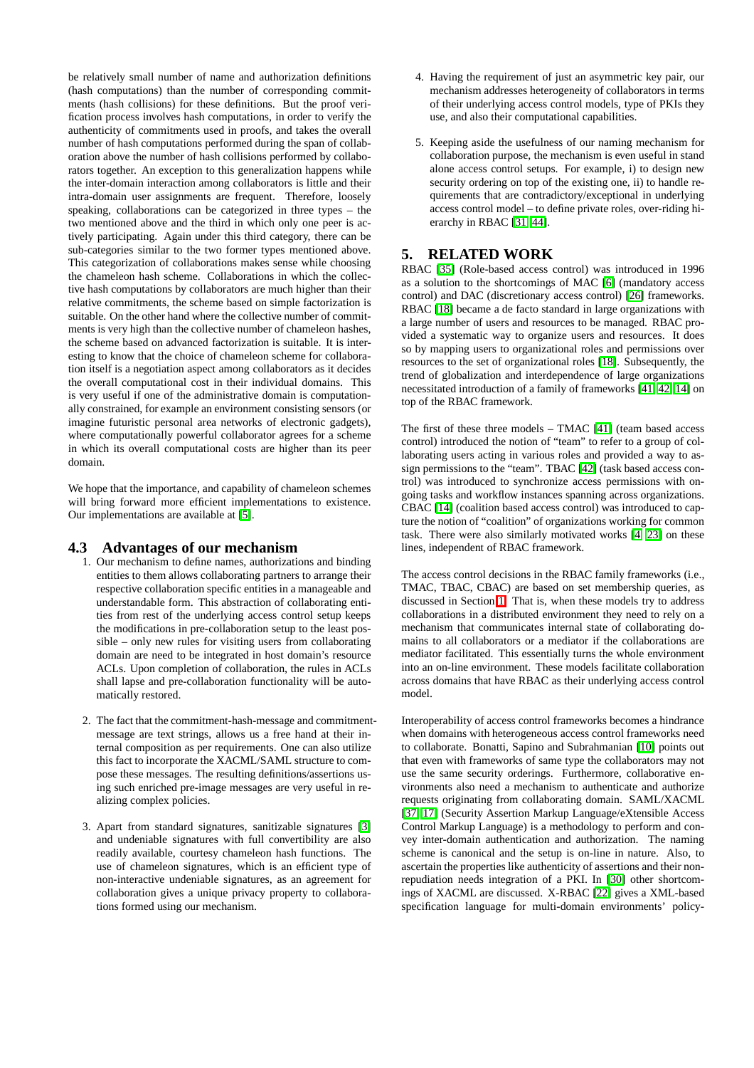be relatively small number of name and authorization definitions (hash computations) than the number of corresponding commitments (hash collisions) for these definitions. But the proof verification process involves hash computations, in order to verify the authenticity of commitments used in proofs, and takes the overall number of hash computations performed during the span of collaboration above the number of hash collisions performed by collaborators together. An exception to this generalization happens while the inter-domain interaction among collaborators is little and their intra-domain user assignments are frequent. Therefore, loosely speaking, collaborations can be categorized in three types – the two mentioned above and the third in which only one peer is actively participating. Again under this third category, there can be sub-categories similar to the two former types mentioned above. This categorization of collaborations makes sense while choosing the chameleon hash scheme. Collaborations in which the collective hash computations by collaborators are much higher than their relative commitments, the scheme based on simple factorization is suitable. On the other hand where the collective number of commitments is very high than the collective number of chameleon hashes, the scheme based on advanced factorization is suitable. It is interesting to know that the choice of chameleon scheme for collaboration itself is a negotiation aspect among collaborators as it decides the overall computational cost in their individual domains. This is very useful if one of the administrative domain is computationally constrained, for example an environment consisting sensors (or imagine futuristic personal area networks of electronic gadgets), where computationally powerful collaborator agrees for a scheme in which its overall computational costs are higher than its peer domain.

We hope that the importance, and capability of chameleon schemes will bring forward more efficient implementations to existence. Our implementations are available at [5].

### 4.3 Advantages of our mechanism

1. Our mechanism to define names, authorizations and binding entities to them allows collaborating partners to arrange their respective collaboration specific entities in a manageable and understandable form. This abstraction of collaborating entities from rest of the underlying access control setup keeps the modifications in pre-collaboration setup to the least possible – only new rules for visiting users from collaborating domain are need to be integrated in host domain's resource ACLs. Upon completion of collaboration, the rules in ACLs shall lapse and pre-collaboration functionality will be automatically restored.

2. The fact that the commitment-hash-message and commitment-message are text strings, allows us a free hand at their internal composition as per requirements. One can also utilize this fact to incorporate the XACML/SAML structure to compose these messages. The resulting definitions/assertions using such enriched pre-image messages are very useful in realizing complex policies.

3. Apart from standard signatures, sanitizable signatures [3] and undeniable signatures with full convertibility are also readily available, courtesy chameleon hash functions. The use of chameleon signatures, which is an efficient type of non-interactive undeniable signatures, as an agreement for collaboration gives a unique privacy property to collaborations formed using our mechanism.

4. Having the requirement of just an asymmetric key pair, our mechanism addresses heterogeneity of collaborators in terms of their underlying access control models, type of PKIs they use, and also their computational capabilities.

5. Keeping aside the usefulness of our naming mechanism for collaboration purpose, the mechanism is even useful in stand alone access control setups. For example, i) to design new security ordering on top of the existing one, ii) to handle requirements that are contradictory/exceptional in underlying access control model – to define private roles, over-riding hierarchy in RBAC [31, 44].

## 5. RELATED WORK

RBAC [35] (Role-based access control) was introduced in 1996 as a solution to the shortcomings of MAC [6] (mandatory access control) and DAC (discretionary access control) [26] frameworks. RBAC [18] became a de facto standard in large organizations with a large number of users and resources to be managed. RBAC provided a systematic way to organize users and resources. It does so by mapping users to organizational roles and permissions over resources to the set of organizational roles [18]. Subsequently, the trend of globalization and interdependence of large organizations necessitated introduction of a family of frameworks [41, 42, 14] on top of the RBAC framework.

The first of these three models – TMAC [41] (team based access control) introduced the notion of "team" to refer to a group of collaborating users acting in various roles and provided a way to assign permissions to the "team". TBAC [42] (task based access control) was introduced to synchronize access permissions with ongoing tasks and workflow instances spanning across organizations. CBAC [14] (coalition based access control) was introduced to capture the notion of "coalition" of organizations working for common task. There were also similarly motivated works [4, 23] on these lines, independent of RBAC framework.

The access control decisions in the RBAC family frameworks (i.e., TMAC, TBAC, CBAC) are based on set membership queries, as discussed in Section 1. That is, when these models try to address collaborations in a distributed environment they need to rely on a mechanism that communicates internal state of collaborating domains to all collaborators or a mediator if the collaborations are mediator facilitated. This essentially turns the whole environment into an on-line environment. These models facilitate collaboration across domains that have RBAC as their underlying access control model.

Interoperability of access control frameworks becomes a hindrance when domains with heterogeneous access control frameworks need to collaborate. Bonatti, Sapino and Subrahmanian [10] points out that even with frameworks of same type the collaborators may not use the same security orderings. Furthermore, collaborative environments also need a mechanism to authenticate and authorize requests originating from collaborating domain. SAML/XACML [37, 17] (Security Assertion Markup Language/eXtensible Access Control Markup Language) is a methodology to perform and convey inter-domain authentication and authorization. The naming scheme is canonical and the setup is on-line in nature. Also, to ascertain the properties like authenticity of assertions and their non-repudiation needs integration of a PKI. In [30] other shortcomings of XACML are discussed. X-RBAC [22] gives a XML-based specification language for multi-domain environments' policy-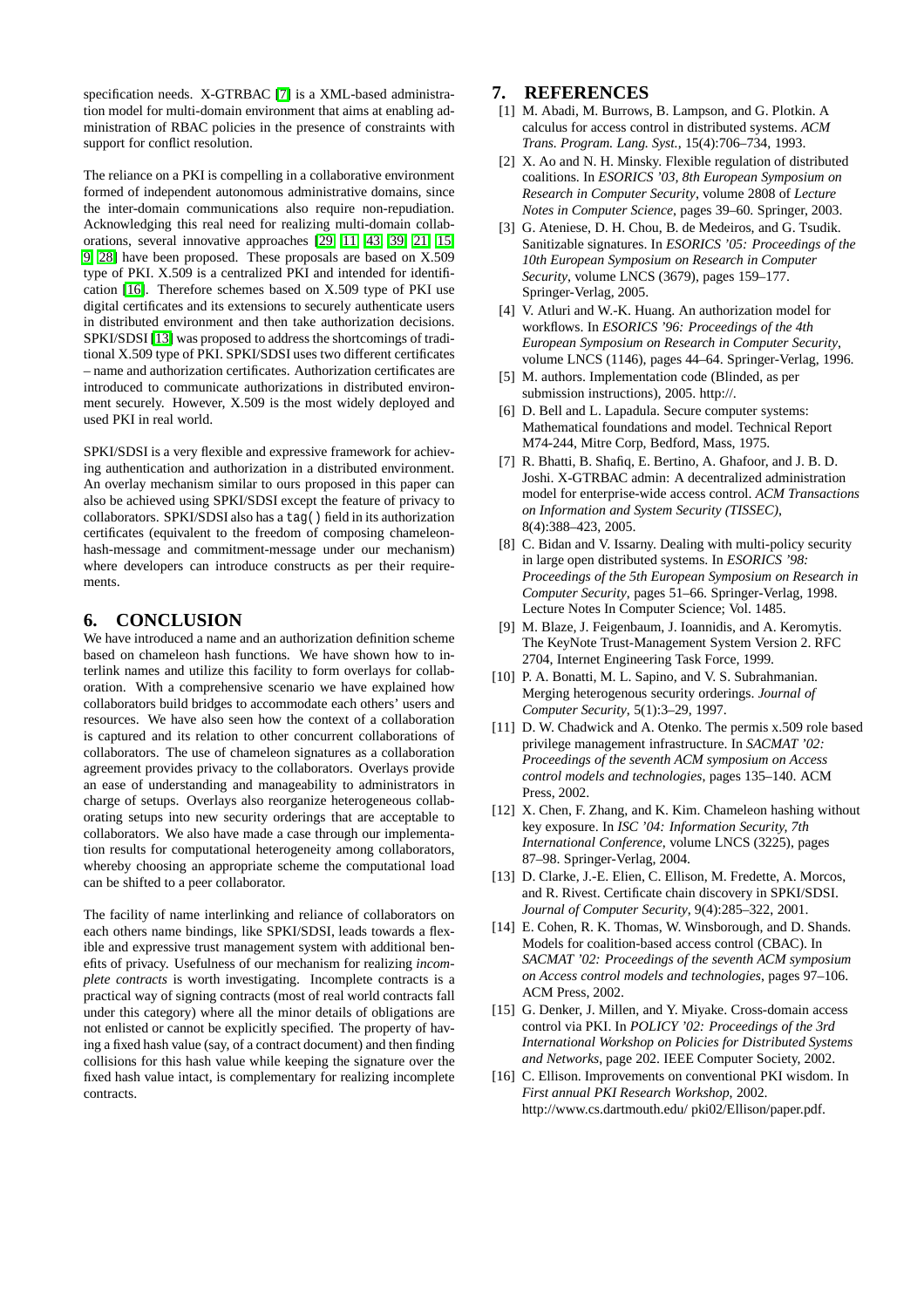specification needs. X-GTRBAC [7] is a XML-based administration model for multi-domain environment that aims at enabling administration of RBAC policies in the presence of constraints with support for conflict resolution.

The reliance on a PKI is compelling in a collaborative environment formed of independent autonomous administrative domains, since the inter-domain communications also require non-repudiation. Acknowledging this real need for realizing multi-domain collaborations, several innovative approaches [29, 11, 43, 39, 21, 15, 9, 28] have been proposed. These proposals are based on X.509 type of PKI. X.509 is a centralized PKI and intended for identification [16]. Therefore schemes based on X.509 type of PKI use digital certificates and its extensions to securely authenticate users in distributed environment and then take authorization decisions. SPKI/SDSI [13] was proposed to address the shortcomings of traditional X.509 type of PKI. SPKI/SDSI uses two different certificates – name and authorization certificates. Authorization certificates are introduced to communicate authorizations in distributed environment securely. However, X.509 is the most widely deployed and used PKI in real world.

SPKI/SDSI is a very flexible and expressive framework for achieving authentication and authorization in a distributed environment. An overlay mechanism similar to ours proposed in this paper can also be achieved using SPKI/SDSI except the feature of privacy to collaborators. SPKI/SDSI also has a `tag()` field in its authorization certificates (equivalent to the freedom of composing chameleon-hash-message and commitment-message under our mechanism) where developers can introduce constructs as per their requirements.

## 6. CONCLUSION

We have introduced a name and an authorization definition scheme based on chameleon hash functions. We have shown how to interlink names and utilize this facility to form overlays for collaboration. With a comprehensive scenario we have explained how collaborators build bridges to accommodate each others' users and resources. We have also seen how the context of a collaboration is captured and its relation to other concurrent collaborations of collaborators. The use of chameleon signatures as a collaboration agreement provides privacy to the collaborators. Overlays provide an ease of understanding and manageability to administrators in charge of setups. Overlays also reorganize heterogeneous collaborating setups into new security orderings that are acceptable to collaborators. We also have made a case through our implementation results for computational heterogeneity among collaborators, whereby choosing an appropriate scheme the computational load can be shifted to a peer collaborator.

The facility of name interlinking and reliance of collaborators on each others name bindings, like SPKI/SDSI, leads towards a flexible and expressive trust management system with additional benefits of privacy. Usefulness of our mechanism for realizing *incomplete contracts* is worth investigating. Incomplete contracts is a practical way of signing contracts (most of real world contracts fall under this category) where all the minor details of obligations are not enlisted or cannot be explicitly specified. The property of having a fixed hash value (say, of a contract document) and then finding collisions for this hash value while keeping the signature over the fixed hash value intact, is complementary for realizing incomplete contracts.

## 7. REFERENCES

[1] M. Abadi, M. Burrows, B. Lampson, and G. Plotkin. A calculus for access control in distributed systems. *ACM Trans. Program. Lang. Syst.*, 15(4):706–734, 1993.

[2] X. Ao and N. H. Minsky. Flexible regulation of distributed coalitions. In *ESORICS '03, 8th European Symposium on Research in Computer Security*, volume 2808 of *Lecture Notes in Computer Science*, pages 39–60. Springer, 2003.

[3] G. Ateniese, D. H. Chou, B. de Medeiros, and G. Tsudik. Sanitizable signatures. In *ESORICS '05: Proceedings of the 10th European Symposium on Research in Computer Security*, volume LNCS (3679), pages 159–177. Springer-Verlag, 2005.

[4] V. Atluri and W.-K. Huang. An authorization model for workflows. In *ESORICS '96: Proceedings of the 4th European Symposium on Research in Computer Security*, volume LNCS (1146), pages 44–64. Springer-Verlag, 1996.

[5] M. authors. Implementation code (Blinded, as per submission instructions), 2005. http://.

[6] D. Bell and L. Lapadula. Secure computer systems: Mathematical foundations and model. Technical Report M74-244, Mitre Corp, Bedford, Mass, 1975.

[7] R. Bhatti, B. Shafiq, E. Bertino, A. Ghafoor, and J. B. D. Joshi. X-GTRBAC admin: A decentralized administration model for enterprise-wide access control. *ACM Transactions on Information and System Security (TISSEC)*, 8(4):388–423, 2005.

[8] C. Bidan and V. Issarny. Dealing with multi-policy security in large open distributed systems. In *ESORICS '98: Proceedings of the 5th European Symposium on Research in Computer Security*, pages 51–66. Springer-Verlag, 1998. Lecture Notes In Computer Science; Vol. 1485.

[9] M. Blaze, J. Feigenbaum, J. Ioannidis, and A. Keromytis. The KeyNote Trust-Management System Version 2. RFC 2704, Internet Engineering Task Force, 1999.

[10] P. A. Bonatti, M. L. Sapino, and V. S. Subrahmanian. Merging heterogenous security orderings. *Journal of Computer Security*, 5(1):3–29, 1997.

[11] D. W. Chadwick and A. Otenko. The permis x.509 role based privilege management infrastructure. In *SACMAT '02: Proceedings of the seventh ACM symposium on Access control models and technologies*, pages 135–140. ACM Press, 2002.

[12] X. Chen, F. Zhang, and K. Kim. Chameleon hashing without key exposure. In *ISC '04: Information Security, 7th International Conference*, volume LNCS (3225), pages 87–98. Springer-Verlag, 2004.

[13] D. Clarke, J.-E. Elien, C. Ellison, M. Fredette, A. Morcos, and R. Rivest. Certificate chain discovery in SPKI/SDSI. *Journal of Computer Security*, 9(4):285–322, 2001.

[14] E. Cohen, R. K. Thomas, W. Winsborough, and D. Shands. Models for coalition-based access control (CBAC). In *SACMAT '02: Proceedings of the seventh ACM symposium on Access control models and technologies*, pages 97–106. ACM Press, 2002.

[15] G. Denker, J. Millen, and Y. Miyake. Cross-domain access control via PKI. In *POLICY '02: Proceedings of the 3rd International Workshop on Policies for Distributed Systems and Networks*, page 202. IEEE Computer Society, 2002.

[16] C. Ellison. Improvements on conventional PKI wisdom. In *First annual PKI Research Workshop*, 2002. http://www.cs.dartmouth.edu/ pki02/Ellison/paper.pdf.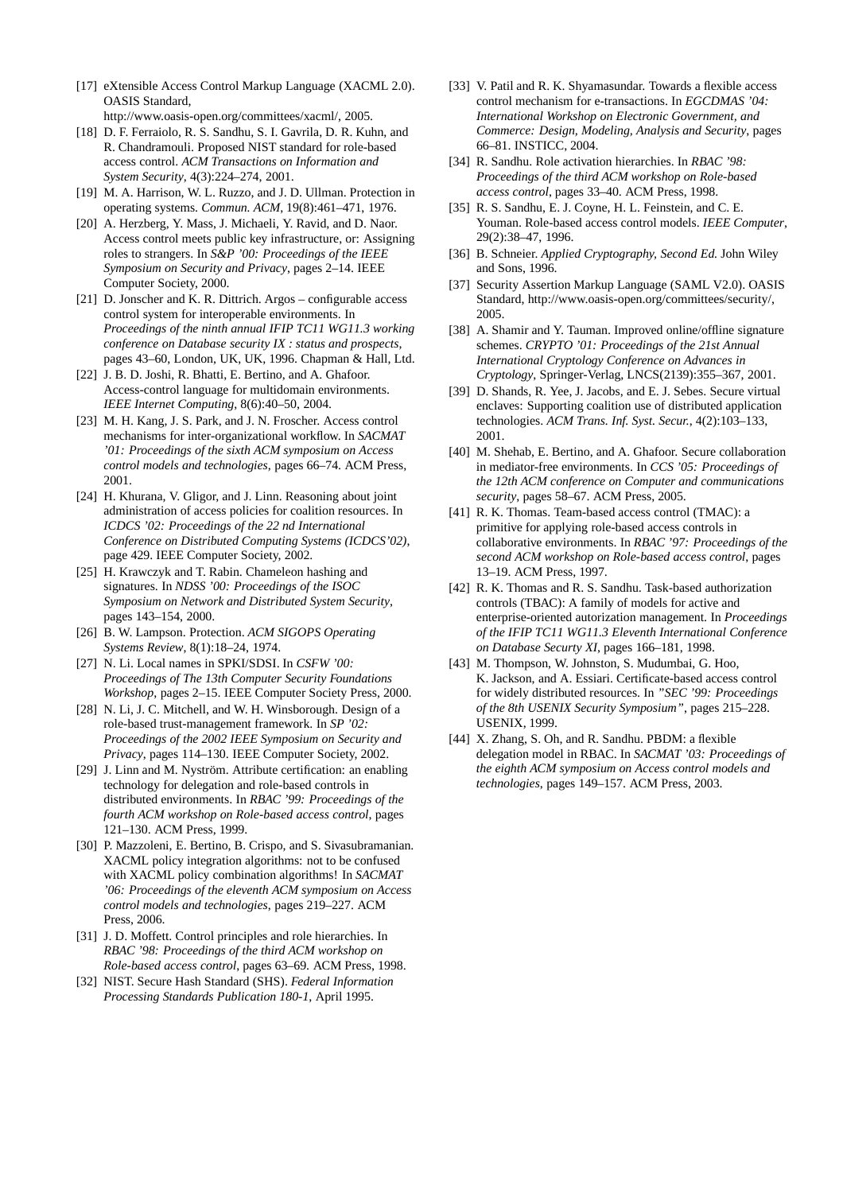[17] eXtensible Access Control Markup Language (XACML 2.0). OASIS Standard, http://www.oasis-open.org/committees/xacml/, 2005.

[18] D. F. Ferraiolo, R. S. Sandhu, S. I. Gavrila, D. R. Kuhn, and R. Chandramouli. Proposed NIST standard for role-based access control. *ACM Transactions on Information and System Security*, 4(3):224–274, 2001.

[19] M. A. Harrison, W. L. Ruzzo, and J. D. Ullman. Protection in operating systems. *Commun. ACM*, 19(8):461–471, 1976.

[20] A. Herzberg, Y. Mass, J. Michaeli, Y. Ravid, and D. Naor. Access control meets public key infrastructure, or: Assigning roles to strangers. In *S&P '00: Proceedings of the IEEE Symposium on Security and Privacy*, pages 2–14. IEEE Computer Society, 2000.

[21] D. Jonscher and K. R. Dittrich. Argos – configurable access control system for interoperable environments. In *Proceedings of the ninth annual IFIP TC11 WG11.3 working conference on Database security IX : status and prospects*, pages 43–60, London, UK, UK, 1996. Chapman & Hall, Ltd.

[22] J. B. D. Joshi, R. Bhatti, E. Bertino, and A. Ghafoor. Access-control language for multidomain environments. *IEEE Internet Computing*, 8(6):40–50, 2004.

[23] M. H. Kang, J. S. Park, and J. N. Froscher. Access control mechanisms for inter-organizational workflow. In *SACMAT '01: Proceedings of the sixth ACM symposium on Access control models and technologies*, pages 66–74. ACM Press, 2001.

[24] H. Khurana, V. Gligor, and J. Linn. Reasoning about joint administration of access policies for coalition resources. In *ICDCS '02: Proceedings of the 22 nd International Conference on Distributed Computing Systems (ICDCS'02)*, page 429. IEEE Computer Society, 2002.

[25] H. Krawczyk and T. Rabin. Chameleon hashing and signatures. In *NDSS '00: Proceedings of the ISOC Symposium on Network and Distributed System Security*, pages 143–154, 2000.

[26] B. W. Lampson. Protection. *ACM SIGOPS Operating Systems Review*, 8(1):18–24, 1974.

[27] N. Li. Local names in SPKI/SDSI. In *CSFW '00: Proceedings of The 13th Computer Security Foundations Workshop*, pages 2–15. IEEE Computer Society Press, 2000.

[28] N. Li, J. C. Mitchell, and W. H. Winsborough. Design of a role-based trust-management framework. In *SP '02: Proceedings of the 2002 IEEE Symposium on Security and Privacy*, pages 114–130. IEEE Computer Society, 2002.

[29] J. Linn and M. Nyström. Attribute certification: an enabling technology for delegation and role-based controls in distributed environments. In *RBAC '99: Proceedings of the fourth ACM workshop on Role-based access control*, pages 121–130. ACM Press, 1999.

[30] P. Mazzoleni, E. Bertino, B. Crispo, and S. Sivasubramanian. XACML policy integration algorithms: not to be confused with XACML policy combination algorithms! In *SACMAT '06: Proceedings of the eleventh ACM symposium on Access control models and technologies*, pages 219–227. ACM Press, 2006.

[31] J. D. Moffett. Control principles and role hierarchies. In *RBAC '98: Proceedings of the third ACM workshop on Role-based access control*, pages 63–69. ACM Press, 1998.

[32] NIST. Secure Hash Standard (SHS). *Federal Information Processing Standards Publication 180-1*, April 1995.

[33] V. Patil and R. K. Shyamasundar. Towards a flexible access control mechanism for e-transactions. In *EGCDMAS '04: International Workshop on Electronic Government, and Commerce: Design, Modeling, Analysis and Security*, pages 66–81. INSTICC, 2004.

[34] R. Sandhu. Role activation hierarchies. In *RBAC '98: Proceedings of the third ACM workshop on Role-based access control*, pages 33–40. ACM Press, 1998.

[35] R. S. Sandhu, E. J. Coyne, H. L. Feinstein, and C. E. Youman. Role-based access control models. *IEEE Computer*, 29(2):38–47, 1996.

[36] B. Schneier. *Applied Cryptography, Second Ed.* John Wiley and Sons, 1996.

[37] Security Assertion Markup Language (SAML V2.0). OASIS Standard, http://www.oasis-open.org/committees/security/, 2005.

[38] A. Shamir and Y. Tauman. Improved online/offline signature schemes. *CRYPTO '01: Proceedings of the 21st Annual International Cryptology Conference on Advances in Cryptology*, Springer-Verlag, LNCS(2139):355–367, 2001.

[39] D. Shands, R. Yee, J. Jacobs, and E. J. Sebes. Secure virtual enclaves: Supporting coalition use of distributed application technologies. *ACM Trans. Inf. Syst. Secur.*, 4(2):103–133, 2001.

[40] M. Shehab, E. Bertino, and A. Ghafoor. Secure collaboration in mediator-free environments. In *CCS '05: Proceedings of the 12th ACM conference on Computer and communications security*, pages 58–67. ACM Press, 2005.

[41] R. K. Thomas. Team-based access control (TMAC): a primitive for applying role-based access controls in collaborative environments. In *RBAC '97: Proceedings of the second ACM workshop on Role-based access control*, pages 13–19. ACM Press, 1997.

[42] R. K. Thomas and R. S. Sandhu. Task-based authorization controls (TBAC): A family of models for active and enterprise-oriented autorization management. In *Proceedings of the IFIP TC11 WG11.3 Eleventh International Conference on Database Securty XI*, pages 166–181, 1998.

[43] M. Thompson, W. Johnston, S. Mudumbai, G. Hoo, K. Jackson, and A. Essiari. Certificate-based access control for widely distributed resources. In *"SEC '99: Proceedings of the 8th USENIX Security Symposium"*, pages 215–228. USENIX, 1999.

[44] X. Zhang, S. Oh, and R. Sandhu. PBDM: a flexible delegation model in RBAC. In *SACMAT '03: Proceedings of the eighth ACM symposium on Access control models and technologies*, pages 149–157. ACM Press, 2003.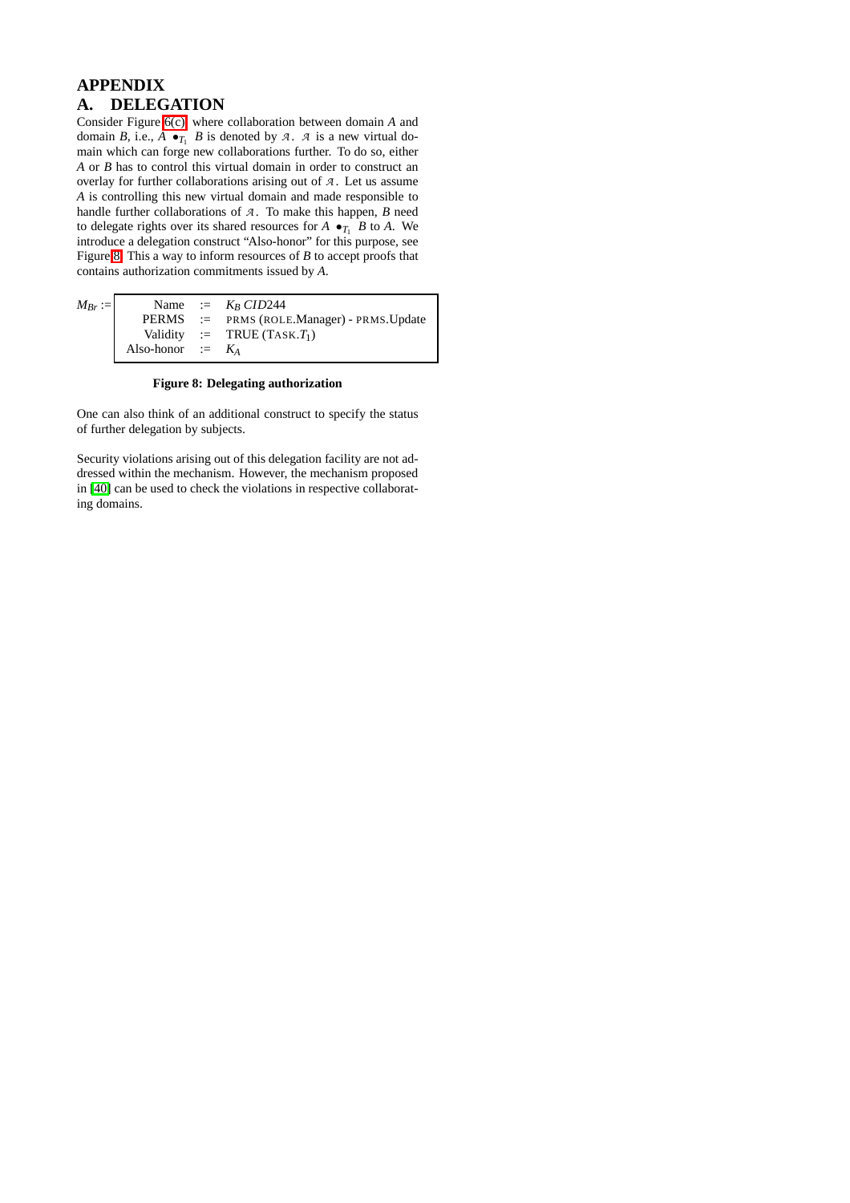# APPENDIX

## A. DELEGATION

Consider Figure 6(c) where collaboration between domain $A$ and domain $B$, i.e., $A \bullet_{T_1} B$ is denoted by $\mathcal{A}$. $\mathcal{A}$ is a new virtual domain which can forge new collaborations further. To do so, either $A$ or $B$ has to control this virtual domain in order to construct an overlay for further collaborations arising out of $\mathcal{A}$. Let us assume $A$ is controlling this new virtual domain and made responsible to handle further collaborations of $\mathcal{A}$. To make this happen, $B$ need to delegate rights over its shared resources for $A \bullet_{T_1} B$ to $A$. We introduce a delegation construct "Also-honor" for this purpose, see Figure 8. This a way to inform resources of $B$ to accept proofs that contains authorization commitments issued by $A$.

$M_{Br} :=$

| | | |
|---|---|---|
| Name | := | $K_B$ *CID*244 |
| PERMS | := | PRMS (ROLE.Manager) - PRMS.Update |
| Validity | := | TRUE (TASK.$T_1$) |
| Also-honor | := | $K_A$ |

**Figure 8: Delegating authorization**

One can also think of an additional construct to specify the status of further delegation by subjects.

Security violations arising out of this delegation facility are not addressed within the mechanism. However, the mechanism proposed in [40] can be used to check the violations in respective collaborating domains.